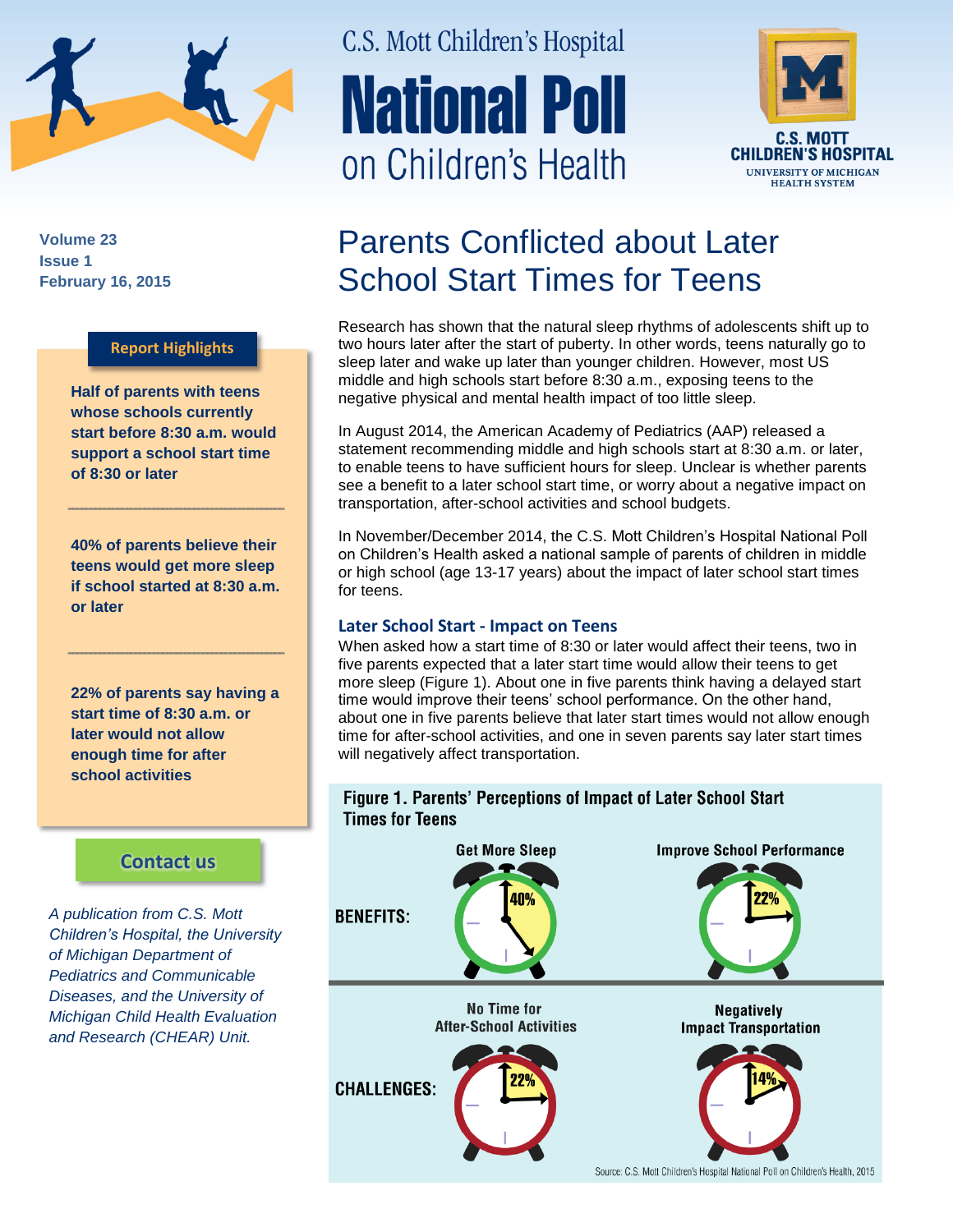# C.S. Mott Children's Hospital National Poll on Children's Health

C.S. MOTT CHILDREN'S HOSPITAL
UNIVERSITY OF MICHIGAN HEALTH SYSTEM

**Volume 23**
**Issue 1**
**February 16, 2015**

## Parents Conflicted about Later School Start Times for Teens

Research has shown that the natural sleep rhythms of adolescents shift up to two hours later after the start of puberty. In other words, teens naturally go to sleep later and wake up later than younger children. However, most US middle and high schools start before 8:30 a.m., exposing teens to the negative physical and mental health impact of too little sleep.

In August 2014, the American Academy of Pediatrics (AAP) released a statement recommending middle and high schools start at 8:30 a.m. or later, to enable teens to have sufficient hours for sleep. Unclear is whether parents see a benefit to a later school start time, or worry about a negative impact on transportation, after-school activities and school budgets.

In November/December 2014, the C.S. Mott Children's Hospital National Poll on Children's Health asked a national sample of parents of children in middle or high school (age 13-17 years) about the impact of later school start times for teens.

### Later School Start - Impact on Teens

When asked how a start time of 8:30 or later would affect their teens, two in five parents expected that a later start time would allow their teens to get more sleep (Figure 1). About one in five parents think having a delayed start time would improve their teens' school performance. On the other hand, about one in five parents believe that later start times would not allow enough time for after-school activities, and one in seven parents say later start times will negatively affect transportation.

**Figure 1. Parents' Perceptions of Impact of Later School Start Times for Teens**

| | | |
|---|---|---|
| **BENEFITS:** | Get More Sleep: 40% | Improve School Performance: 22% |
| **CHALLENGES:** | No Time for After-School Activities: 22% | Negatively Impact Transportation: 14% |

Source: C.S. Mott Children's Hospital National Poll on Children's Health, 2015

### Report Highlights

**Half of parents with teens whose schools currently start before 8:30 a.m. would support a school start time of 8:30 or later**

**40% of parents believe their teens would get more sleep if school started at 8:30 a.m. or later**

**22% of parents say having a start time of 8:30 a.m. or later would not allow enough time for after school activities**

**Contact us**

*A publication from C.S. Mott Children's Hospital, the University of Michigan Department of Pediatrics and Communicable Diseases, and the University of Michigan Child Health Evaluation and Research (CHEAR) Unit.*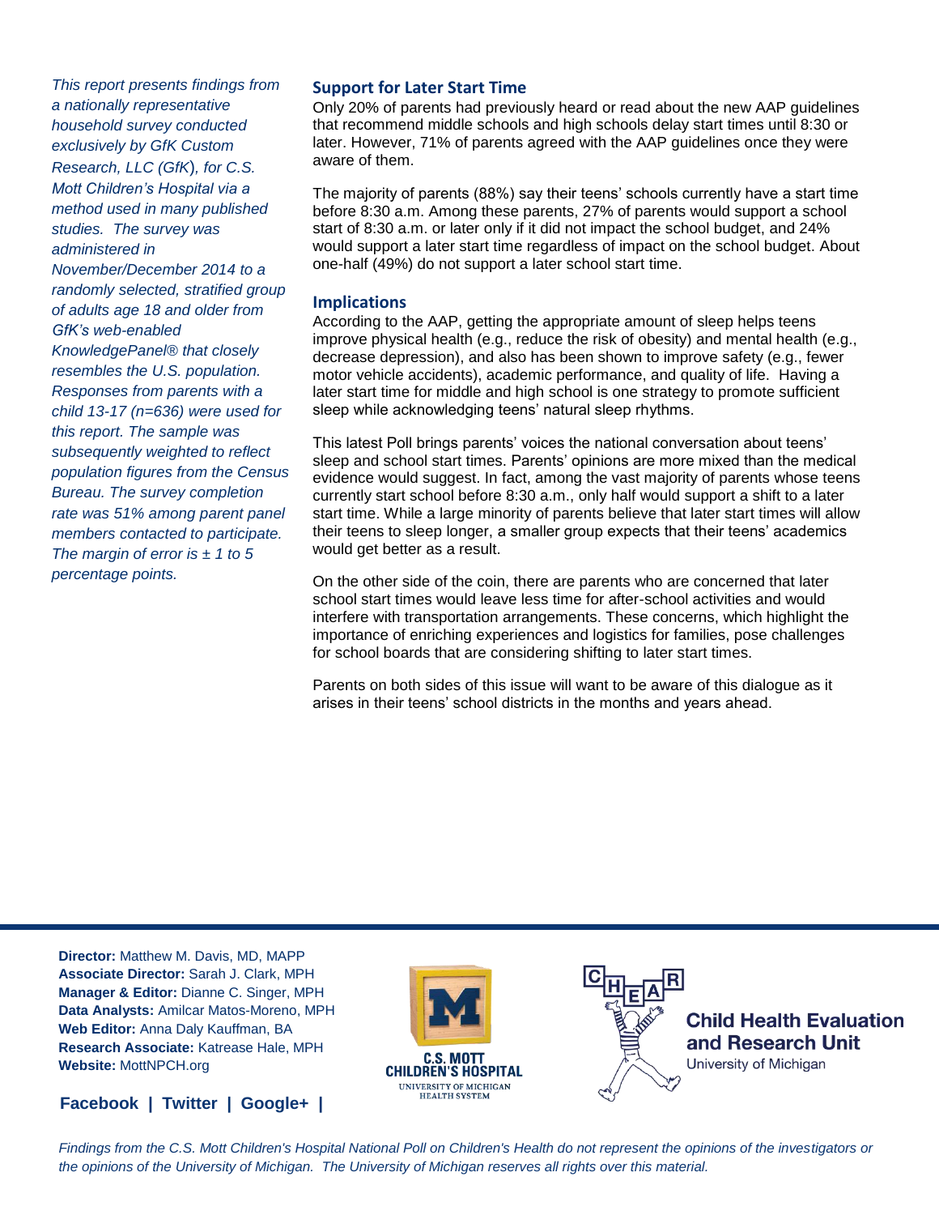*This report presents findings from a nationally representative household survey conducted exclusively by GfK Custom Research, LLC (GfK), for C.S. Mott Children's Hospital via a method used in many published studies. The survey was administered in November/December 2014 to a randomly selected, stratified group of adults age 18 and older from GfK's web-enabled KnowledgePanel® that closely resembles the U.S. population. Responses from parents with a child 13-17 (n=636) were used for this report. The sample was subsequently weighted to reflect population figures from the Census Bureau. The survey completion rate was 51% among parent panel members contacted to participate. The margin of error is ± 1 to 5 percentage points.*

## Support for Later Start Time

Only 20% of parents had previously heard or read about the new AAP guidelines that recommend middle schools and high schools delay start times until 8:30 or later. However, 71% of parents agreed with the AAP guidelines once they were aware of them.

The majority of parents (88%) say their teens' schools currently have a start time before 8:30 a.m. Among these parents, 27% of parents would support a school start of 8:30 a.m. or later only if it did not impact the school budget, and 24% would support a later start time regardless of impact on the school budget. About one-half (49%) do not support a later school start time.

## Implications

According to the AAP, getting the appropriate amount of sleep helps teens improve physical health (e.g., reduce the risk of obesity) and mental health (e.g., decrease depression), and also has been shown to improve safety (e.g., fewer motor vehicle accidents), academic performance, and quality of life. Having a later start time for middle and high school is one strategy to promote sufficient sleep while acknowledging teens' natural sleep rhythms.

This latest Poll brings parents' voices the national conversation about teens' sleep and school start times. Parents' opinions are more mixed than the medical evidence would suggest. In fact, among the vast majority of parents whose teens currently start school before 8:30 a.m., only half would support a shift to a later start time. While a large minority of parents believe that later start times will allow their teens to sleep longer, a smaller group expects that their teens' academics would get better as a result.

On the other side of the coin, there are parents who are concerned that later school start times would leave less time for after-school activities and would interfere with transportation arrangements. These concerns, which highlight the importance of enriching experiences and logistics for families, pose challenges for school boards that are considering shifting to later start times.

Parents on both sides of this issue will want to be aware of this dialogue as it arises in their teens' school districts in the months and years ahead.

**Director:** Matthew M. Davis, MD, MAPP
**Associate Director:** Sarah J. Clark, MPH
**Manager & Editor:** Dianne C. Singer, MPH
**Data Analysts:** Amilcar Matos-Moreno, MPH
**Web Editor:** Anna Daly Kauffman, BA
**Research Associate:** Katrease Hale, MPH
**Website:** MottNPCH.org

**Facebook | Twitter | Google+ |**

C.S. MOTT CHILDREN'S HOSPITAL
UNIVERSITY OF MICHIGAN HEALTH SYSTEM

CHEAR
Child Health Evaluation and Research Unit
University of Michigan

*Findings from the C.S. Mott Children's Hospital National Poll on Children's Health do not represent the opinions of the investigators or the opinions of the University of Michigan. The University of Michigan reserves all rights over this material.*